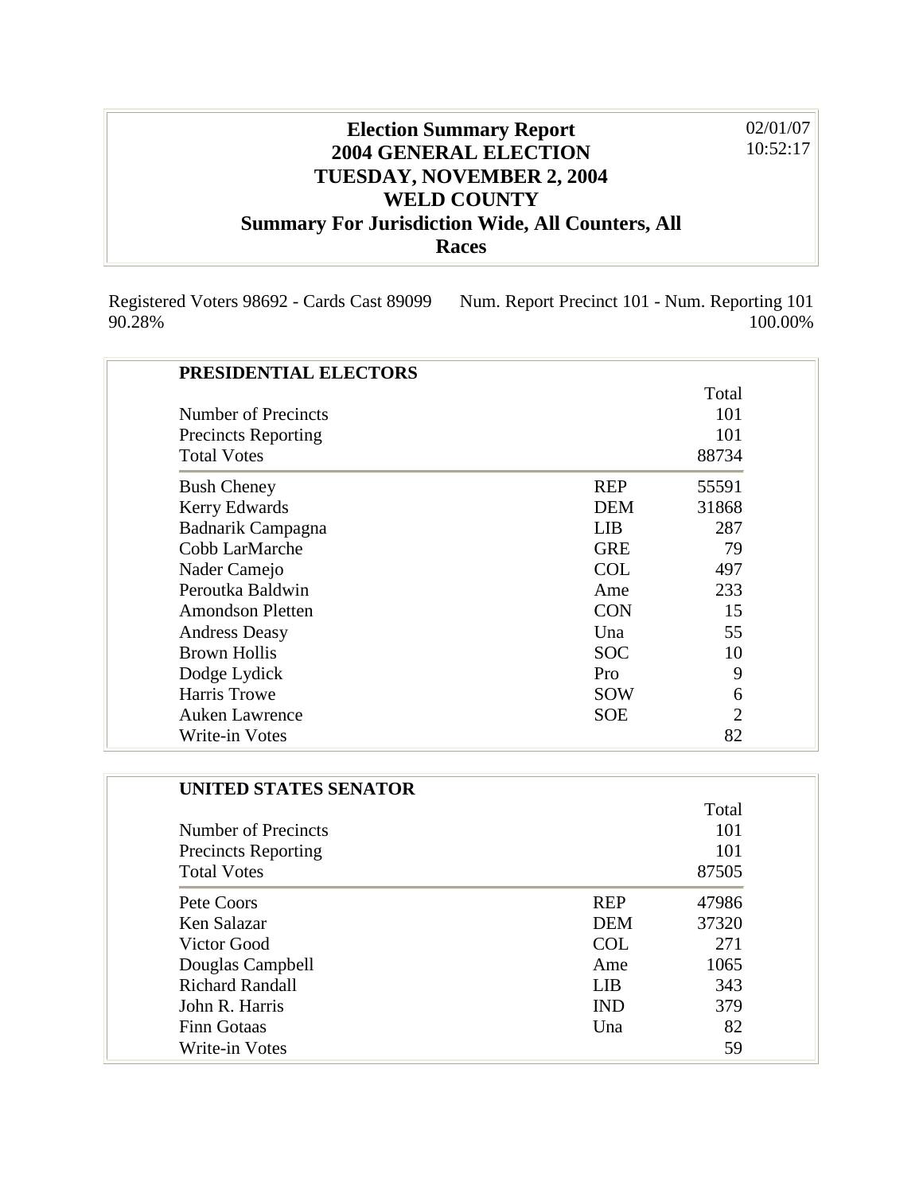# Election Summary Report
## 2004 GENERAL ELECTION
## TUESDAY, NOVEMBER 2, 2004
## WELD COUNTY
## Summary For Jurisdiction Wide, All Counters, All Races

02/01/07
10:52:17

Registered Voters 98692 - Cards Cast 89099 90.28%

Num. Report Precinct 101 - Num. Reporting 101 100.00%

### PRESIDENTIAL ELECTORS

| | | Total |
|---|---|---|
| Number of Precincts | | 101 |
| Precincts Reporting | | 101 |
| Total Votes | | 88734 |
| Bush Cheney | REP | 55591 |
| Kerry Edwards | DEM | 31868 |
| Badnarik Campagna | LIB | 287 |
| Cobb LarMarche | GRE | 79 |
| Nader Camejo | COL | 497 |
| Peroutka Baldwin | Ame | 233 |
| Amondson Pletten | CON | 15 |
| Andress Deasy | Una | 55 |
| Brown Hollis | SOC | 10 |
| Dodge Lydick | Pro | 9 |
| Harris Trowe | SOW | 6 |
| Auken Lawrence | SOE | 2 |
| Write-in Votes | | 82 |

### UNITED STATES SENATOR

| | | Total |
|---|---|---|
| Number of Precincts | | 101 |
| Precincts Reporting | | 101 |
| Total Votes | | 87505 |
| Pete Coors | REP | 47986 |
| Ken Salazar | DEM | 37320 |
| Victor Good | COL | 271 |
| Douglas Campbell | Ame | 1065 |
| Richard Randall | LIB | 343 |
| John R. Harris | IND | 379 |
| Finn Gotaas | Una | 82 |
| Write-in Votes | | 59 |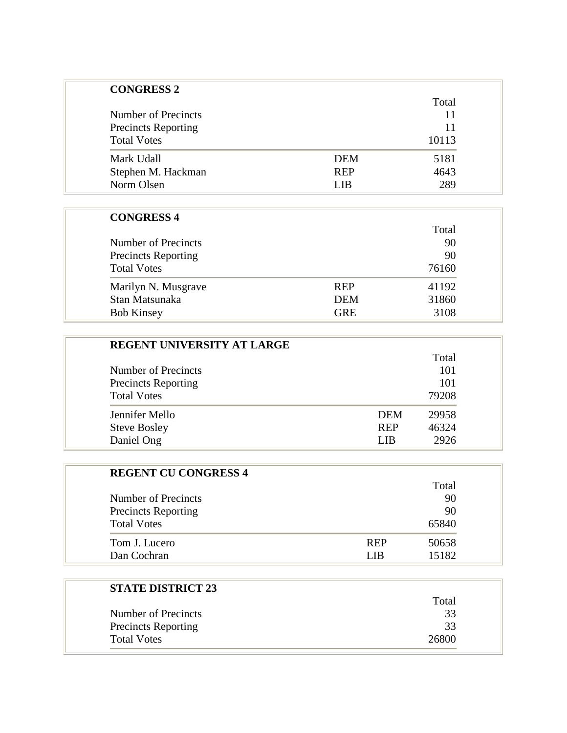**CONGRESS 2**

| | | Total |
|---|---|---|
| Number of Precincts | | 11 |
| Precincts Reporting | | 11 |
| Total Votes | | 10113 |
| Mark Udall | DEM | 5181 |
| Stephen M. Hackman | REP | 4643 |
| Norm Olsen | LIB | 289 |

**CONGRESS 4**

| | | Total |
|---|---|---|
| Number of Precincts | | 90 |
| Precincts Reporting | | 90 |
| Total Votes | | 76160 |
| Marilyn N. Musgrave | REP | 41192 |
| Stan Matsunaka | DEM | 31860 |
| Bob Kinsey | GRE | 3108 |

**REGENT UNIVERSITY AT LARGE**

| | | Total |
|---|---|---|
| Number of Precincts | | 101 |
| Precincts Reporting | | 101 |
| Total Votes | | 79208 |
| Jennifer Mello | DEM | 29958 |
| Steve Bosley | REP | 46324 |
| Daniel Ong | LIB | 2926 |

**REGENT CU CONGRESS 4**

| | | Total |
|---|---|---|
| Number of Precincts | | 90 |
| Precincts Reporting | | 90 |
| Total Votes | | 65840 |
| Tom J. Lucero | REP | 50658 |
| Dan Cochran | LIB | 15182 |

**STATE DISTRICT 23**

| | | Total |
|---|---|---|
| Number of Precincts | | 33 |
| Precincts Reporting | | 33 |
| Total Votes | | 26800 |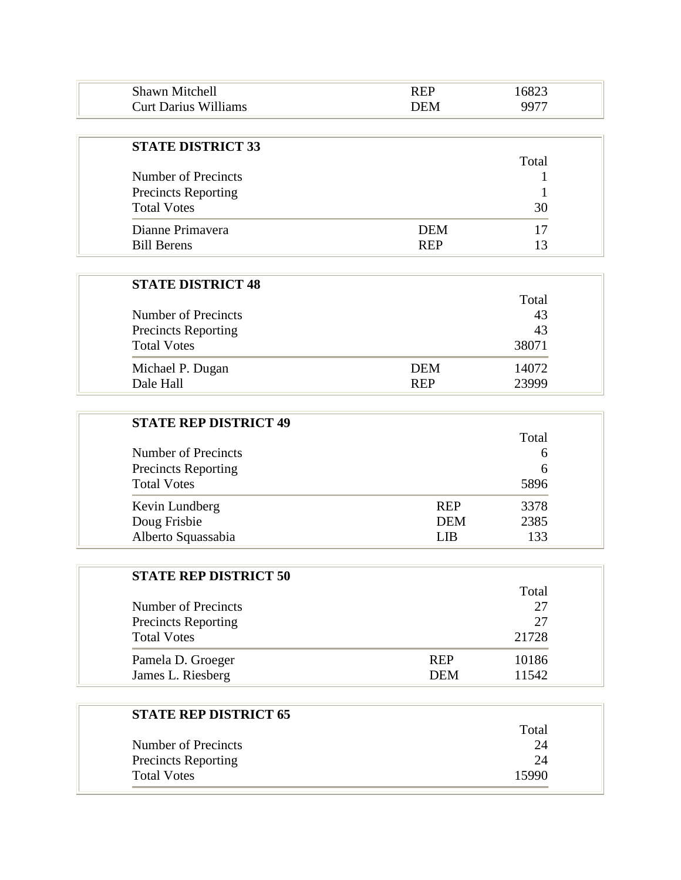| | | |
|---|---|---|
| Shawn Mitchell | REP | 16823 |
| Curt Darius Williams | DEM | 9977 |

**STATE DISTRICT 33**

| | | Total |
|---|---|---|
| Number of Precincts | | 1 |
| Precincts Reporting | | 1 |
| Total Votes | | 30 |
| Dianne Primavera | DEM | 17 |
| Bill Berens | REP | 13 |

**STATE DISTRICT 48**

| | | Total |
|---|---|---|
| Number of Precincts | | 43 |
| Precincts Reporting | | 43 |
| Total Votes | | 38071 |
| Michael P. Dugan | DEM | 14072 |
| Dale Hall | REP | 23999 |

**STATE REP DISTRICT 49**

| | | Total |
|---|---|---|
| Number of Precincts | | 6 |
| Precincts Reporting | | 6 |
| Total Votes | | 5896 |
| Kevin Lundberg | REP | 3378 |
| Doug Frisbie | DEM | 2385 |
| Alberto Squassabia | LIB | 133 |

**STATE REP DISTRICT 50**

| | | Total |
|---|---|---|
| Number of Precincts | | 27 |
| Precincts Reporting | | 27 |
| Total Votes | | 21728 |
| Pamela D. Groeger | REP | 10186 |
| James L. Riesberg | DEM | 11542 |

**STATE REP DISTRICT 65**

| | | Total |
|---|---|---|
| Number of Precincts | | 24 |
| Precincts Reporting | | 24 |
| Total Votes | | 15990 |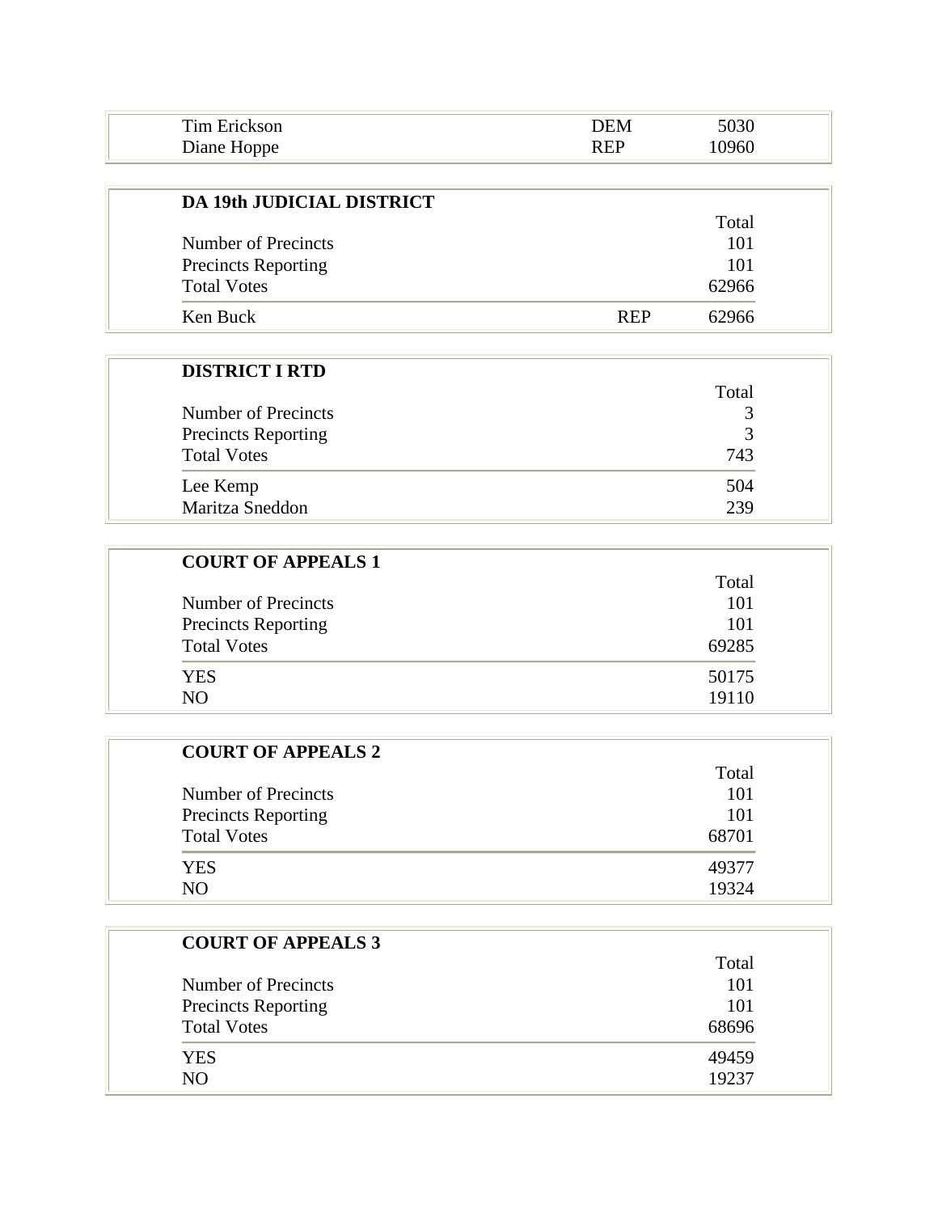| | | |
|---|---|---|
| Tim Erickson | DEM | 5030 |
| Diane Hoppe | REP | 10960 |

**DA 19th JUDICIAL DISTRICT**

| | | Total |
|---|---|---|
| Number of Precincts | | 101 |
| Precincts Reporting | | 101 |
| Total Votes | | 62966 |
| Ken Buck | REP | 62966 |

**DISTRICT I RTD**

| | Total |
|---|---|
| Number of Precincts | 3 |
| Precincts Reporting | 3 |
| Total Votes | 743 |
| Lee Kemp | 504 |
| Maritza Sneddon | 239 |

**COURT OF APPEALS 1**

| | Total |
|---|---|
| Number of Precincts | 101 |
| Precincts Reporting | 101 |
| Total Votes | 69285 |
| YES | 50175 |
| NO | 19110 |

**COURT OF APPEALS 2**

| | Total |
|---|---|
| Number of Precincts | 101 |
| Precincts Reporting | 101 |
| Total Votes | 68701 |
| YES | 49377 |
| NO | 19324 |

**COURT OF APPEALS 3**

| | Total |
|---|---|
| Number of Precincts | 101 |
| Precincts Reporting | 101 |
| Total Votes | 68696 |
| YES | 49459 |
| NO | 19237 |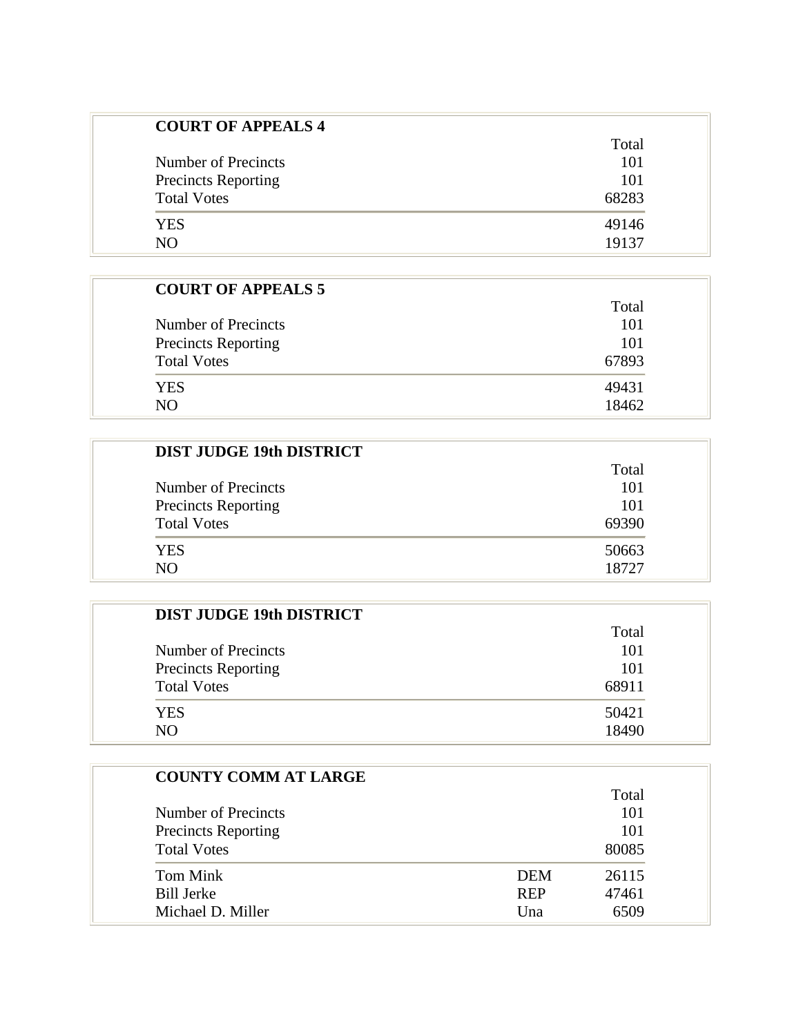### COURT OF APPEALS 4

| | Total |
|---|---|
| Number of Precincts | 101 |
| Precincts Reporting | 101 |
| Total Votes | 68283 |
| YES | 49146 |
| NO | 19137 |

### COURT OF APPEALS 5

| | Total |
|---|---|
| Number of Precincts | 101 |
| Precincts Reporting | 101 |
| Total Votes | 67893 |
| YES | 49431 |
| NO | 18462 |

### DIST JUDGE 19th DISTRICT

| | Total |
|---|---|
| Number of Precincts | 101 |
| Precincts Reporting | 101 |
| Total Votes | 69390 |
| YES | 50663 |
| NO | 18727 |

### DIST JUDGE 19th DISTRICT

| | Total |
|---|---|
| Number of Precincts | 101 |
| Precincts Reporting | 101 |
| Total Votes | 68911 |
| YES | 50421 |
| NO | 18490 |

### COUNTY COMM AT LARGE

| | | Total |
|---|---|---|
| Number of Precincts | | 101 |
| Precincts Reporting | | 101 |
| Total Votes | | 80085 |
| Tom Mink | DEM | 26115 |
| Bill Jerke | REP | 47461 |
| Michael D. Miller | Una | 6509 |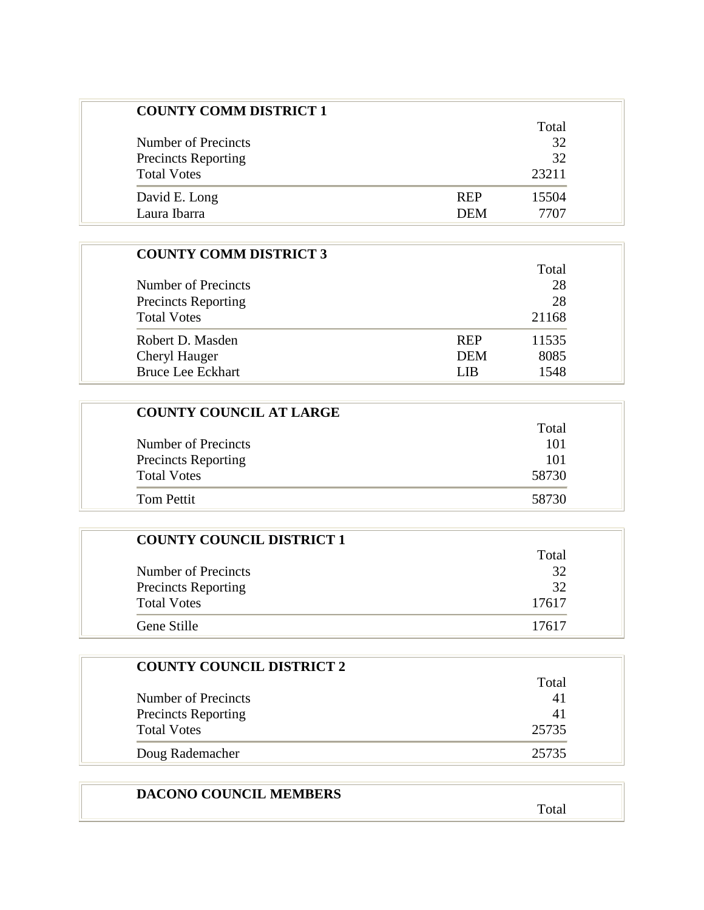**COUNTY COMM DISTRICT 1**

| | | Total |
|---|---|---|
| Number of Precincts | | 32 |
| Precincts Reporting | | 32 |
| Total Votes | | 23211 |
| David E. Long | REP | 15504 |
| Laura Ibarra | DEM | 7707 |

**COUNTY COMM DISTRICT 3**

| | | Total |
|---|---|---|
| Number of Precincts | | 28 |
| Precincts Reporting | | 28 |
| Total Votes | | 21168 |
| Robert D. Masden | REP | 11535 |
| Cheryl Hauger | DEM | 8085 |
| Bruce Lee Eckhart | LIB | 1548 |

**COUNTY COUNCIL AT LARGE**

| | Total |
|---|---|
| Number of Precincts | 101 |
| Precincts Reporting | 101 |
| Total Votes | 58730 |
| Tom Pettit | 58730 |

**COUNTY COUNCIL DISTRICT 1**

| | Total |
|---|---|
| Number of Precincts | 32 |
| Precincts Reporting | 32 |
| Total Votes | 17617 |
| Gene Stille | 17617 |

**COUNTY COUNCIL DISTRICT 2**

| | Total |
|---|---|
| Number of Precincts | 41 |
| Precincts Reporting | 41 |
| Total Votes | 25735 |
| Doug Rademacher | 25735 |

**DACONO COUNCIL MEMBERS**

| | Total |
|---|---|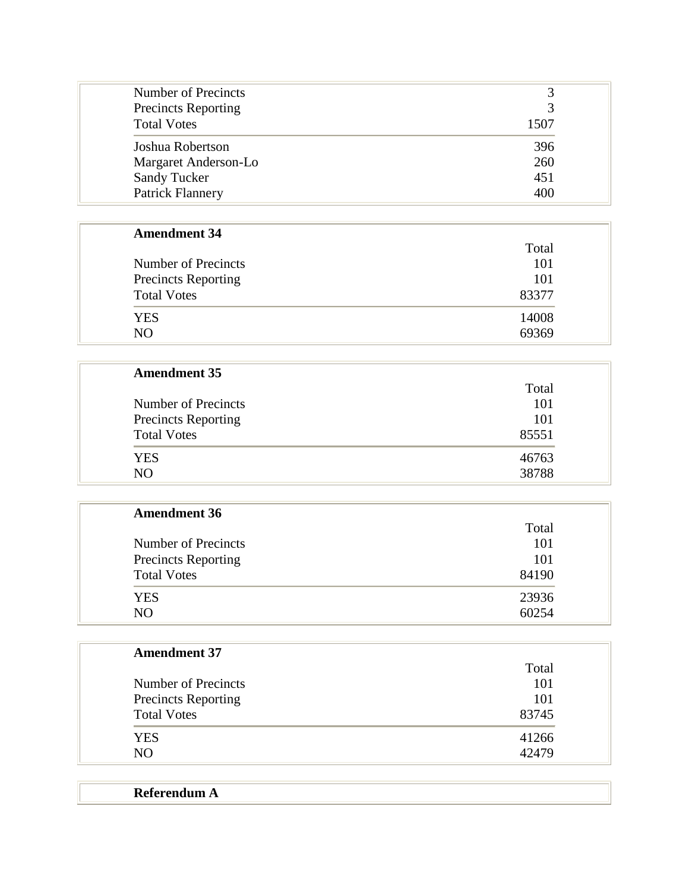| | |
|---|---|
| Number of Precincts | 3 |
| Precincts Reporting | 3 |
| Total Votes | 1507 |
| Joshua Robertson | 396 |
| Margaret Anderson-Lo | 260 |
| Sandy Tucker | 451 |
| Patrick Flannery | 400 |

**Amendment 34**

| | Total |
|---|---|
| Number of Precincts | 101 |
| Precincts Reporting | 101 |
| Total Votes | 83377 |
| YES | 14008 |
| NO | 69369 |

**Amendment 35**

| | Total |
|---|---|
| Number of Precincts | 101 |
| Precincts Reporting | 101 |
| Total Votes | 85551 |
| YES | 46763 |
| NO | 38788 |

**Amendment 36**

| | Total |
|---|---|
| Number of Precincts | 101 |
| Precincts Reporting | 101 |
| Total Votes | 84190 |
| YES | 23936 |
| NO | 60254 |

**Amendment 37**

| | Total |
|---|---|
| Number of Precincts | 101 |
| Precincts Reporting | 101 |
| Total Votes | 83745 |
| YES | 41266 |
| NO | 42479 |

**Referendum A**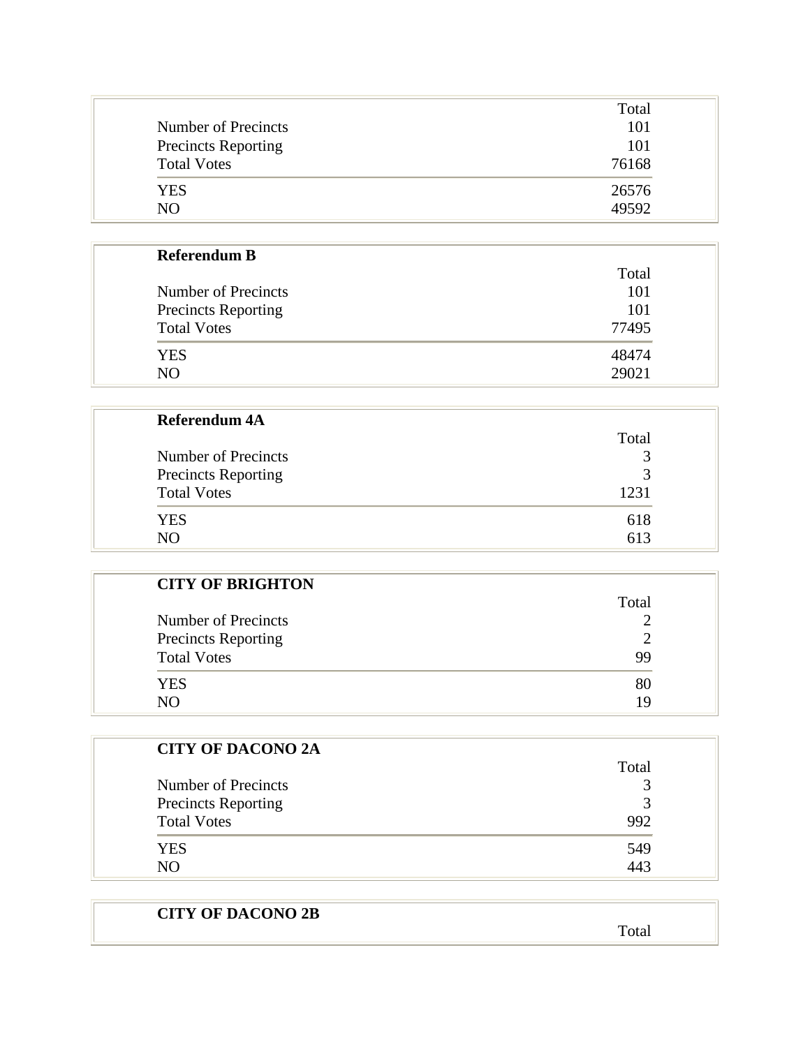| | Total |
|---|---|
| Number of Precincts | 101 |
| Precincts Reporting | 101 |
| Total Votes | 76168 |
| YES | 26576 |
| NO | 49592 |

**Referendum B**

| | Total |
|---|---|
| Number of Precincts | 101 |
| Precincts Reporting | 101 |
| Total Votes | 77495 |
| YES | 48474 |
| NO | 29021 |

**Referendum 4A**

| | Total |
|---|---|
| Number of Precincts | 3 |
| Precincts Reporting | 3 |
| Total Votes | 1231 |
| YES | 618 |
| NO | 613 |

**CITY OF BRIGHTON**

| | Total |
|---|---|
| Number of Precincts | 2 |
| Precincts Reporting | 2 |
| Total Votes | 99 |
| YES | 80 |
| NO | 19 |

**CITY OF DACONO 2A**

| | Total |
|---|---|
| Number of Precincts | 3 |
| Precincts Reporting | 3 |
| Total Votes | 992 |
| YES | 549 |
| NO | 443 |

**CITY OF DACONO 2B**

| | Total |
|---|---|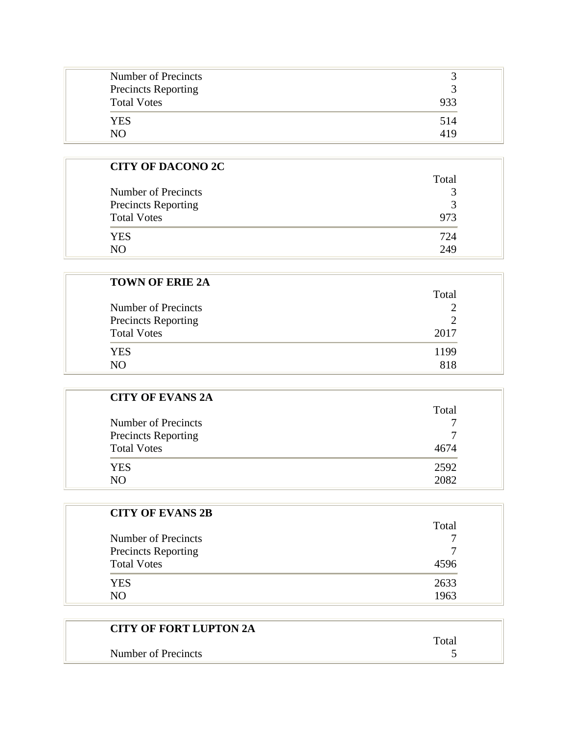| | |
|---|---|
| Number of Precincts | 3 |
| Precincts Reporting | 3 |
| Total Votes | 933 |
| YES | 514 |
| NO | 419 |

**CITY OF DACONO 2C**

| | Total |
|---|---|
| Number of Precincts | 3 |
| Precincts Reporting | 3 |
| Total Votes | 973 |
| YES | 724 |
| NO | 249 |

**TOWN OF ERIE 2A**

| | Total |
|---|---|
| Number of Precincts | 2 |
| Precincts Reporting | 2 |
| Total Votes | 2017 |
| YES | 1199 |
| NO | 818 |

**CITY OF EVANS 2A**

| | Total |
|---|---|
| Number of Precincts | 7 |
| Precincts Reporting | 7 |
| Total Votes | 4674 |
| YES | 2592 |
| NO | 2082 |

**CITY OF EVANS 2B**

| | Total |
|---|---|
| Number of Precincts | 7 |
| Precincts Reporting | 7 |
| Total Votes | 4596 |
| YES | 2633 |
| NO | 1963 |

**CITY OF FORT LUPTON 2A**

| | Total |
|---|---|
| Number of Precincts | 5 |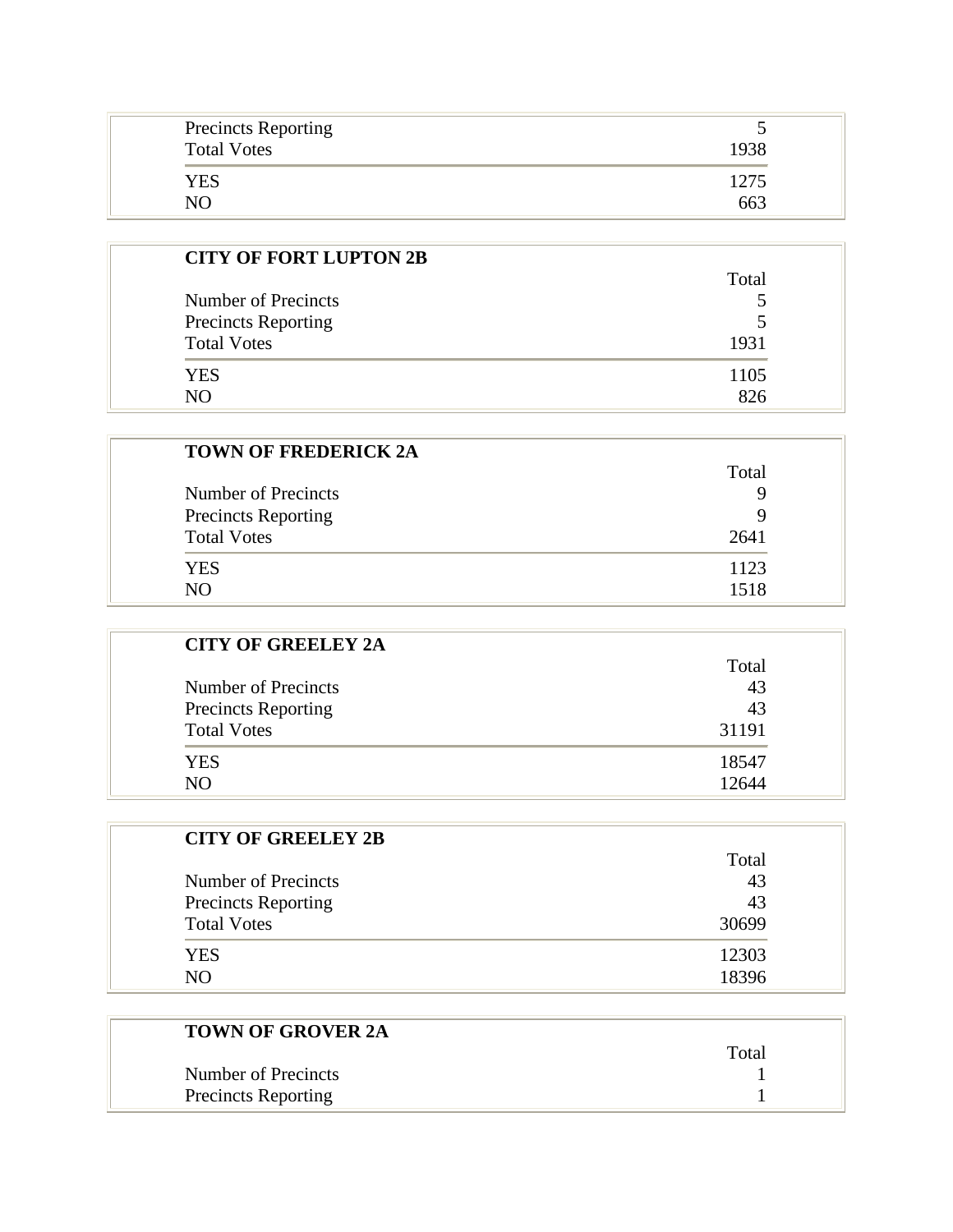| | |
|---|---|
| Precincts Reporting | 5 |
| Total Votes | 1938 |
| YES | 1275 |
| NO | 663 |

**CITY OF FORT LUPTON 2B**

| | Total |
|---|---|
| Number of Precincts | 5 |
| Precincts Reporting | 5 |
| Total Votes | 1931 |
| YES | 1105 |
| NO | 826 |

**TOWN OF FREDERICK 2A**

| | Total |
|---|---|
| Number of Precincts | 9 |
| Precincts Reporting | 9 |
| Total Votes | 2641 |
| YES | 1123 |
| NO | 1518 |

**CITY OF GREELEY 2A**

| | Total |
|---|---|
| Number of Precincts | 43 |
| Precincts Reporting | 43 |
| Total Votes | 31191 |
| YES | 18547 |
| NO | 12644 |

**CITY OF GREELEY 2B**

| | Total |
|---|---|
| Number of Precincts | 43 |
| Precincts Reporting | 43 |
| Total Votes | 30699 |
| YES | 12303 |
| NO | 18396 |

**TOWN OF GROVER 2A**

| | Total |
|---|---|
| Number of Precincts | 1 |
| Precincts Reporting | 1 |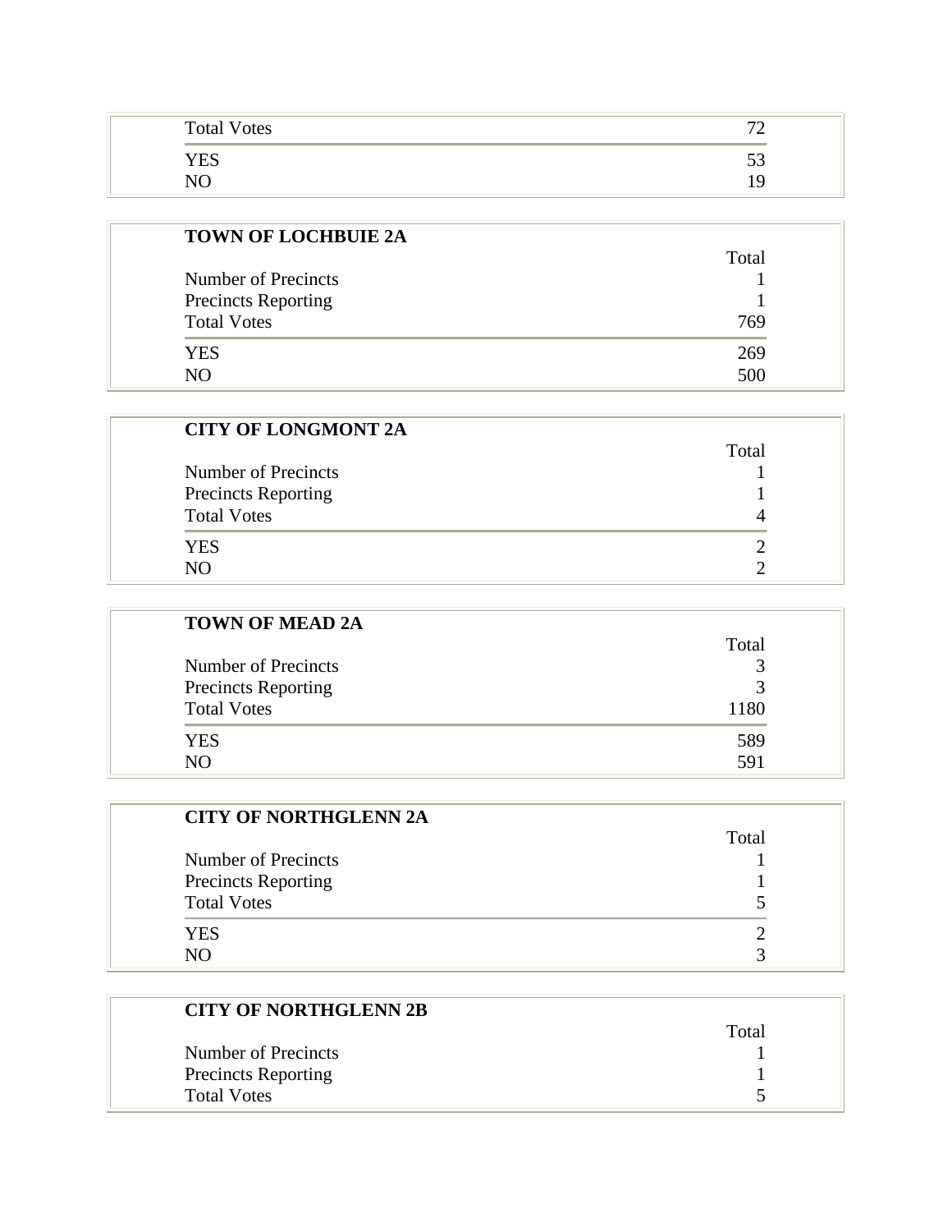| | |
|---|---|
| Total Votes | 72 |
| YES | 53 |
| NO | 19 |

**TOWN OF LOCHBUIE 2A**

| | Total |
|---|---|
| Number of Precincts | 1 |
| Precincts Reporting | 1 |
| Total Votes | 769 |
| YES | 269 |
| NO | 500 |

**CITY OF LONGMONT 2A**

| | Total |
|---|---|
| Number of Precincts | 1 |
| Precincts Reporting | 1 |
| Total Votes | 4 |
| YES | 2 |
| NO | 2 |

**TOWN OF MEAD 2A**

| | Total |
|---|---|
| Number of Precincts | 3 |
| Precincts Reporting | 3 |
| Total Votes | 1180 |
| YES | 589 |
| NO | 591 |

**CITY OF NORTHGLENN 2A**

| | Total |
|---|---|
| Number of Precincts | 1 |
| Precincts Reporting | 1 |
| Total Votes | 5 |
| YES | 2 |
| NO | 3 |

**CITY OF NORTHGLENN 2B**

| | Total |
|---|---|
| Number of Precincts | 1 |
| Precincts Reporting | 1 |
| Total Votes | 5 |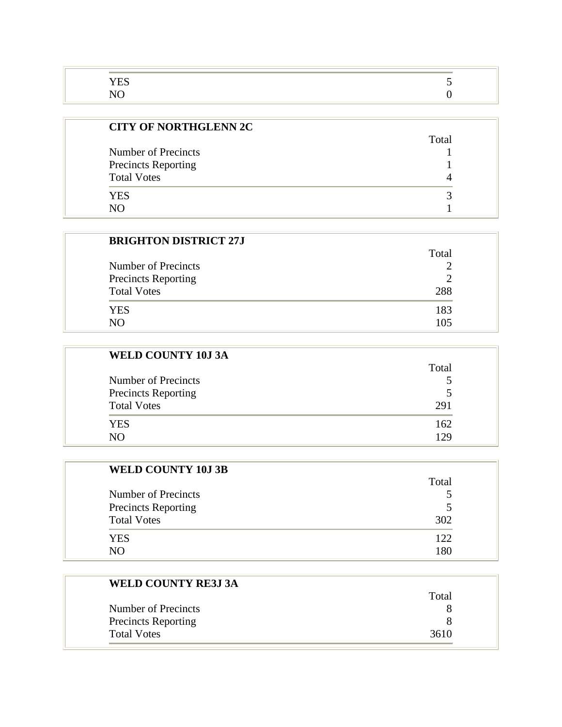| | |
|---|---|
| YES | 5 |
| NO | 0 |

**CITY OF NORTHGLENN 2C**

| | Total |
|---|---|
| Number of Precincts | 1 |
| Precincts Reporting | 1 |
| Total Votes | 4 |
| YES | 3 |
| NO | 1 |

**BRIGHTON DISTRICT 27J**

| | Total |
|---|---|
| Number of Precincts | 2 |
| Precincts Reporting | 2 |
| Total Votes | 288 |
| YES | 183 |
| NO | 105 |

**WELD COUNTY 10J 3A**

| | Total |
|---|---|
| Number of Precincts | 5 |
| Precincts Reporting | 5 |
| Total Votes | 291 |
| YES | 162 |
| NO | 129 |

**WELD COUNTY 10J 3B**

| | Total |
|---|---|
| Number of Precincts | 5 |
| Precincts Reporting | 5 |
| Total Votes | 302 |
| YES | 122 |
| NO | 180 |

**WELD COUNTY RE3J 3A**

| | Total |
|---|---|
| Number of Precincts | 8 |
| Precincts Reporting | 8 |
| Total Votes | 3610 |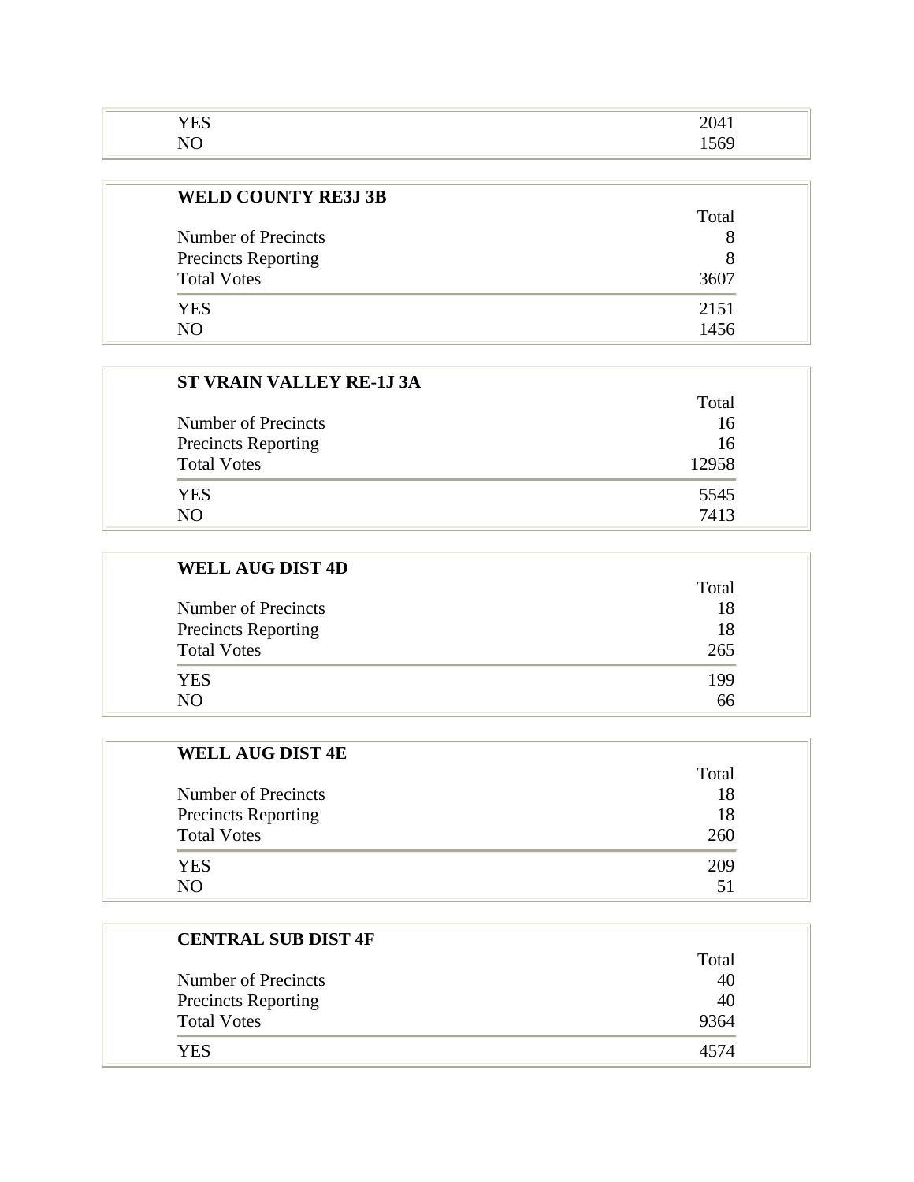| | |
|---|---|
| YES | 2041 |
| NO | 1569 |

| **WELD COUNTY RE3J 3B** | |
|---|---|
| | Total |
| Number of Precincts | 8 |
| Precincts Reporting | 8 |
| Total Votes | 3607 |
| YES | 2151 |
| NO | 1456 |

| **ST VRAIN VALLEY RE-1J 3A** | |
|---|---|
| | Total |
| Number of Precincts | 16 |
| Precincts Reporting | 16 |
| Total Votes | 12958 |
| YES | 5545 |
| NO | 7413 |

| **WELL AUG DIST 4D** | |
|---|---|
| | Total |
| Number of Precincts | 18 |
| Precincts Reporting | 18 |
| Total Votes | 265 |
| YES | 199 |
| NO | 66 |

| **WELL AUG DIST 4E** | |
|---|---|
| | Total |
| Number of Precincts | 18 |
| Precincts Reporting | 18 |
| Total Votes | 260 |
| YES | 209 |
| NO | 51 |

| **CENTRAL SUB DIST 4F** | |
|---|---|
| | Total |
| Number of Precincts | 40 |
| Precincts Reporting | 40 |
| Total Votes | 9364 |
| YES | 4574 |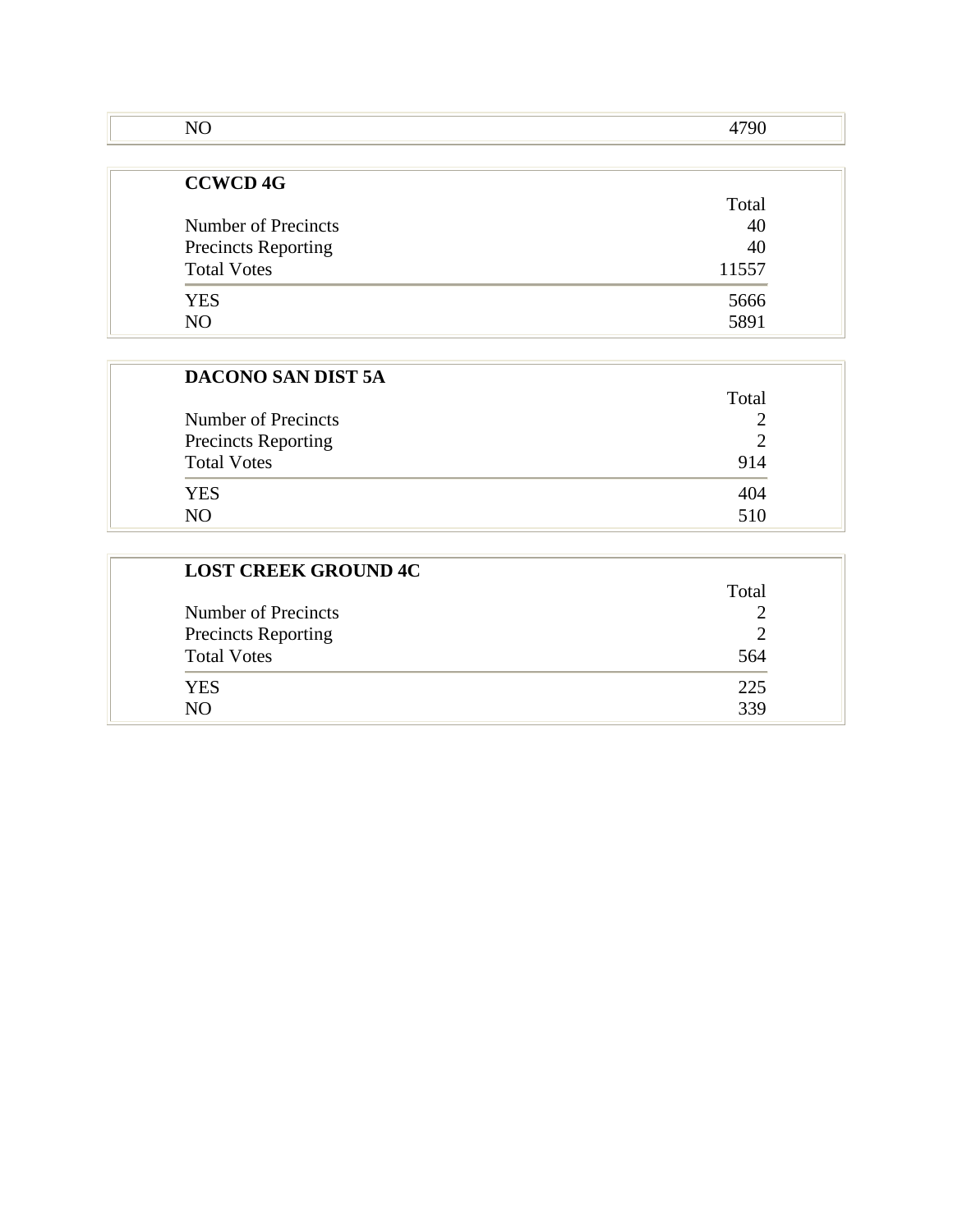| | |
|---|---|
| NO | 4790 |

**CCWCD 4G**

| | Total |
|---|---|
| Number of Precincts | 40 |
| Precincts Reporting | 40 |
| Total Votes | 11557 |
| YES | 5666 |
| NO | 5891 |

**DACONO SAN DIST 5A**

| | Total |
|---|---|
| Number of Precincts | 2 |
| Precincts Reporting | 2 |
| Total Votes | 914 |
| YES | 404 |
| NO | 510 |

**LOST CREEK GROUND 4C**

| | Total |
|---|---|
| Number of Precincts | 2 |
| Precincts Reporting | 2 |
| Total Votes | 564 |
| YES | 225 |
| NO | 339 |